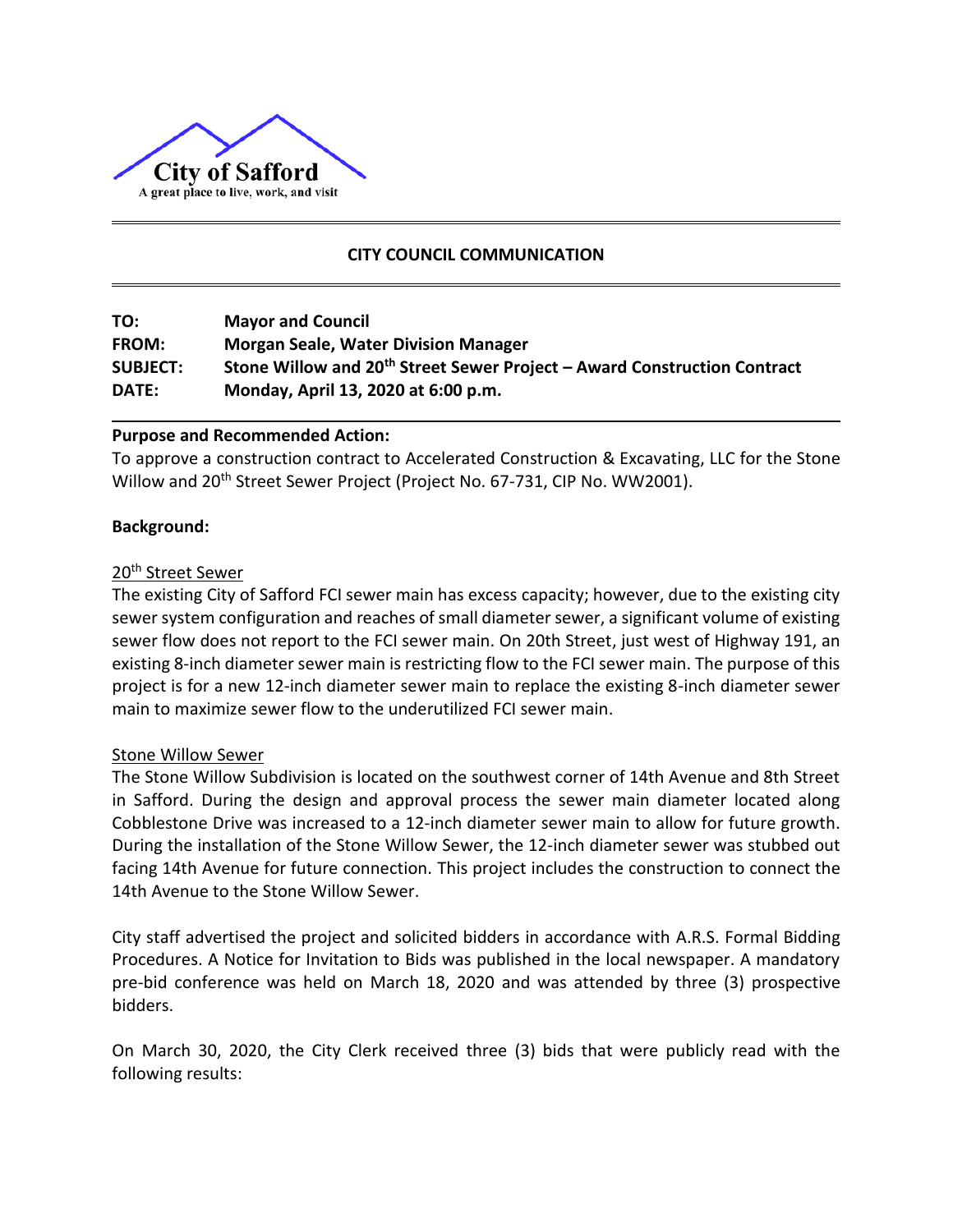City of Safford
A great place to live, work, and visit

---

**CITY COUNCIL COMMUNICATION**

---

| | |
|---|---|
| **TO:** | **Mayor and Council** |
| **FROM:** | **Morgan Seale, Water Division Manager** |
| **SUBJECT:** | **Stone Willow and 20th Street Sewer Project – Award Construction Contract** |
| **DATE:** | **Monday, April 13, 2020 at 6:00 p.m.** |

---

**Purpose and Recommended Action:**
To approve a construction contract to Accelerated Construction & Excavating, LLC for the Stone Willow and 20th Street Sewer Project (Project No. 67-731, CIP No. WW2001).

**Background:**

20th Street Sewer
The existing City of Safford FCI sewer main has excess capacity; however, due to the existing city sewer system configuration and reaches of small diameter sewer, a significant volume of existing sewer flow does not report to the FCI sewer main. On 20th Street, just west of Highway 191, an existing 8-inch diameter sewer main is restricting flow to the FCI sewer main. The purpose of this project is for a new 12-inch diameter sewer main to replace the existing 8-inch diameter sewer main to maximize sewer flow to the underutilized FCI sewer main.

Stone Willow Sewer
The Stone Willow Subdivision is located on the southwest corner of 14th Avenue and 8th Street in Safford. During the design and approval process the sewer main diameter located along Cobblestone Drive was increased to a 12-inch diameter sewer main to allow for future growth. During the installation of the Stone Willow Sewer, the 12-inch diameter sewer was stubbed out facing 14th Avenue for future connection. This project includes the construction to connect the 14th Avenue to the Stone Willow Sewer.

City staff advertised the project and solicited bidders in accordance with A.R.S. Formal Bidding Procedures. A Notice for Invitation to Bids was published in the local newspaper. A mandatory pre-bid conference was held on March 18, 2020 and was attended by three (3) prospective bidders.

On March 30, 2020, the City Clerk received three (3) bids that were publicly read with the following results: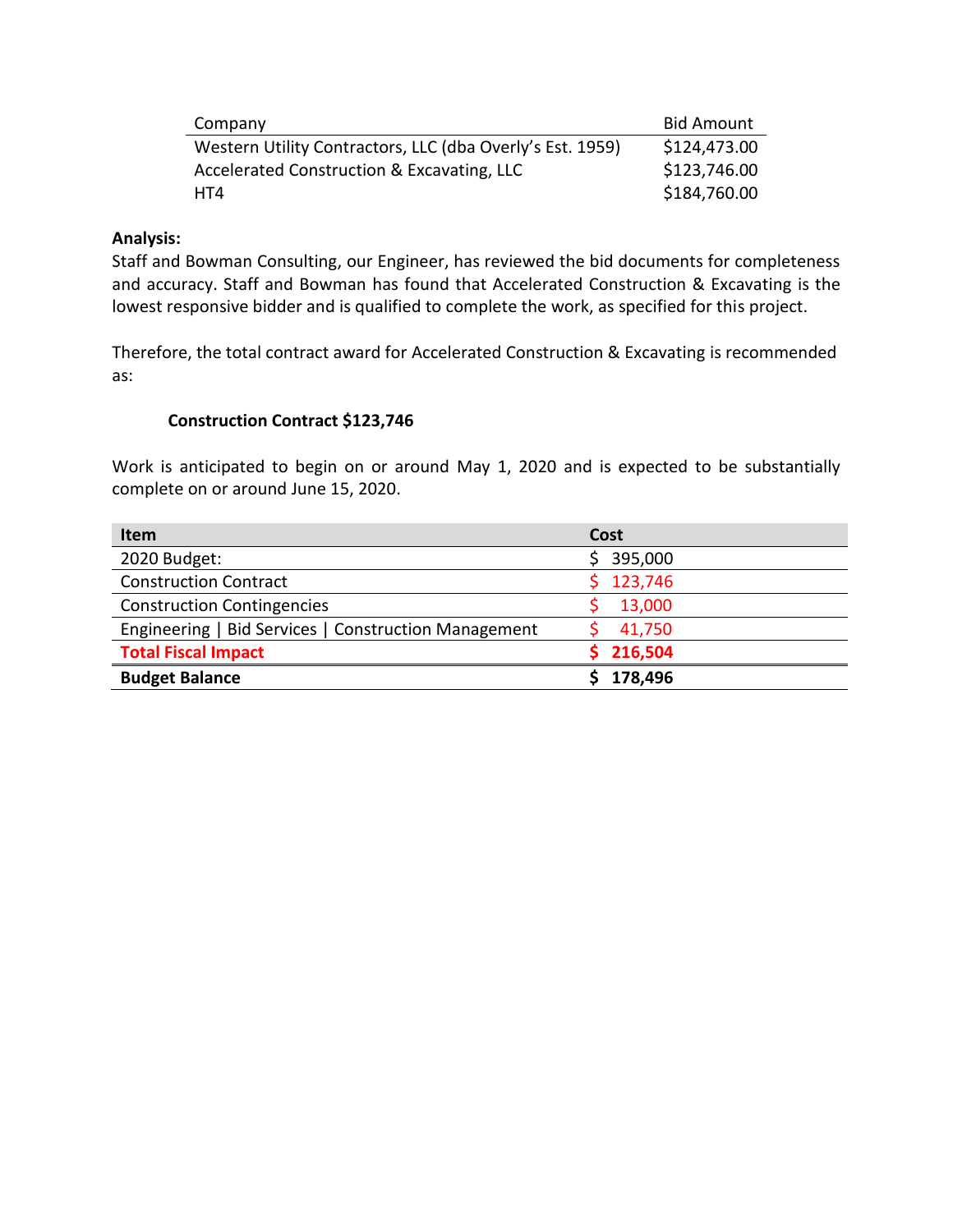| Company | Bid Amount |
|---|---|
| Western Utility Contractors, LLC (dba Overly's Est. 1959) | $124,473.00 |
| Accelerated Construction & Excavating, LLC | $123,746.00 |
| HT4 | $184,760.00 |

**Analysis:**

Staff and Bowman Consulting, our Engineer, has reviewed the bid documents for completeness and accuracy. Staff and Bowman has found that Accelerated Construction & Excavating is the lowest responsive bidder and is qualified to complete the work, as specified for this project.

Therefore, the total contract award for Accelerated Construction & Excavating is recommended as:

**Construction Contract $123,746**

Work is anticipated to begin on or around May 1, 2020 and is expected to be substantially complete on or around June 15, 2020.

| Item | Cost |
|---|---|
| 2020 Budget: | $ 395,000 |
| Construction Contract | $ 123,746 |
| Construction Contingencies | $ 13,000 |
| Engineering \| Bid Services \| Construction Management | $ 41,750 |
| **Total Fiscal Impact** | **$ 216,504** |
| **Budget Balance** | **$ 178,496** |